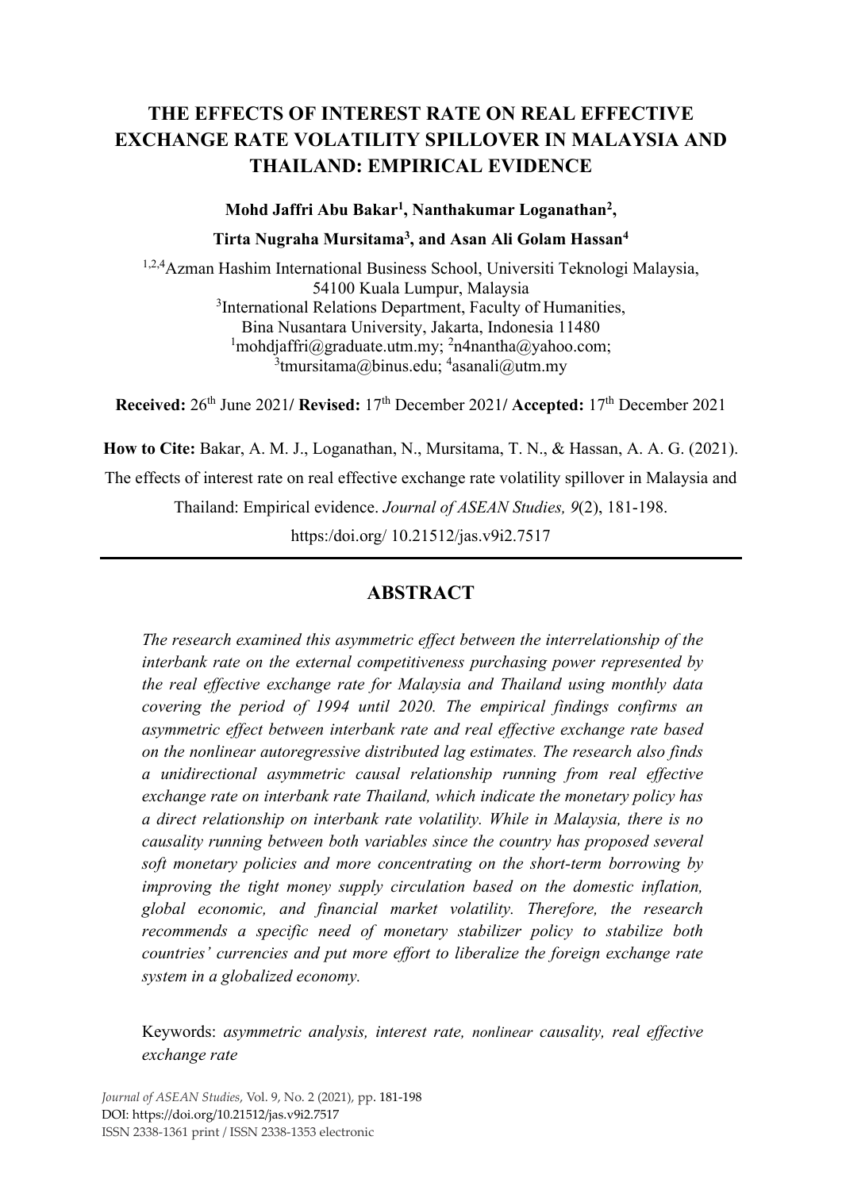# THE EFFECTS OF INTEREST RATE ON REAL EFFECTIVE EXCHANGE RATE VOLATILITY SPILLOVER IN MALAYSIA AND THAILAND: EMPIRICAL EVIDENCE

**Mohd Jaffri Abu Bakar[1], Nanthakumar Loganathan[2], Tirta Nugraha Mursitama[3], and Asan Ali Golam Hassan[4]**

[1,2,4]Azman Hashim International Business School, Universiti Teknologi Malaysia, 54100 Kuala Lumpur, Malaysia
[3]International Relations Department, Faculty of Humanities, Bina Nusantara University, Jakarta, Indonesia 11480
[1]mohdjaffri@graduate.utm.my; [2]n4nantha@yahoo.com; [3]tmursitama@binus.edu; [4]asanali@utm.my

**Received:** 26th June 2021/ **Revised:** 17th December 2021/ **Accepted:** 17th December 2021

**How to Cite:** Bakar, A. M. J., Loganathan, N., Mursitama, T. N., & Hassan, A. A. G. (2021). The effects of interest rate on real effective exchange rate volatility spillover in Malaysia and Thailand: Empirical evidence. *Journal of ASEAN Studies, 9*(2), 181-198. https:/doi.org/ 10.21512/jas.v9i2.7517

---

## ABSTRACT

*The research examined this asymmetric effect between the interrelationship of the interbank rate on the external competitiveness purchasing power represented by the real effective exchange rate for Malaysia and Thailand using monthly data covering the period of 1994 until 2020. The empirical findings confirms an asymmetric effect between interbank rate and real effective exchange rate based on the nonlinear autoregressive distributed lag estimates. The research also finds a unidirectional asymmetric causal relationship running from real effective exchange rate on interbank rate Thailand, which indicate the monetary policy has a direct relationship on interbank rate volatility. While in Malaysia, there is no causality running between both variables since the country has proposed several soft monetary policies and more concentrating on the short-term borrowing by improving the tight money supply circulation based on the domestic inflation, global economic, and financial market volatility. Therefore, the research recommends a specific need of monetary stabilizer policy to stabilize both countries' currencies and put more effort to liberalize the foreign exchange rate system in a globalized economy.*

Keywords: *asymmetric analysis, interest rate, nonlinear causality, real effective exchange rate*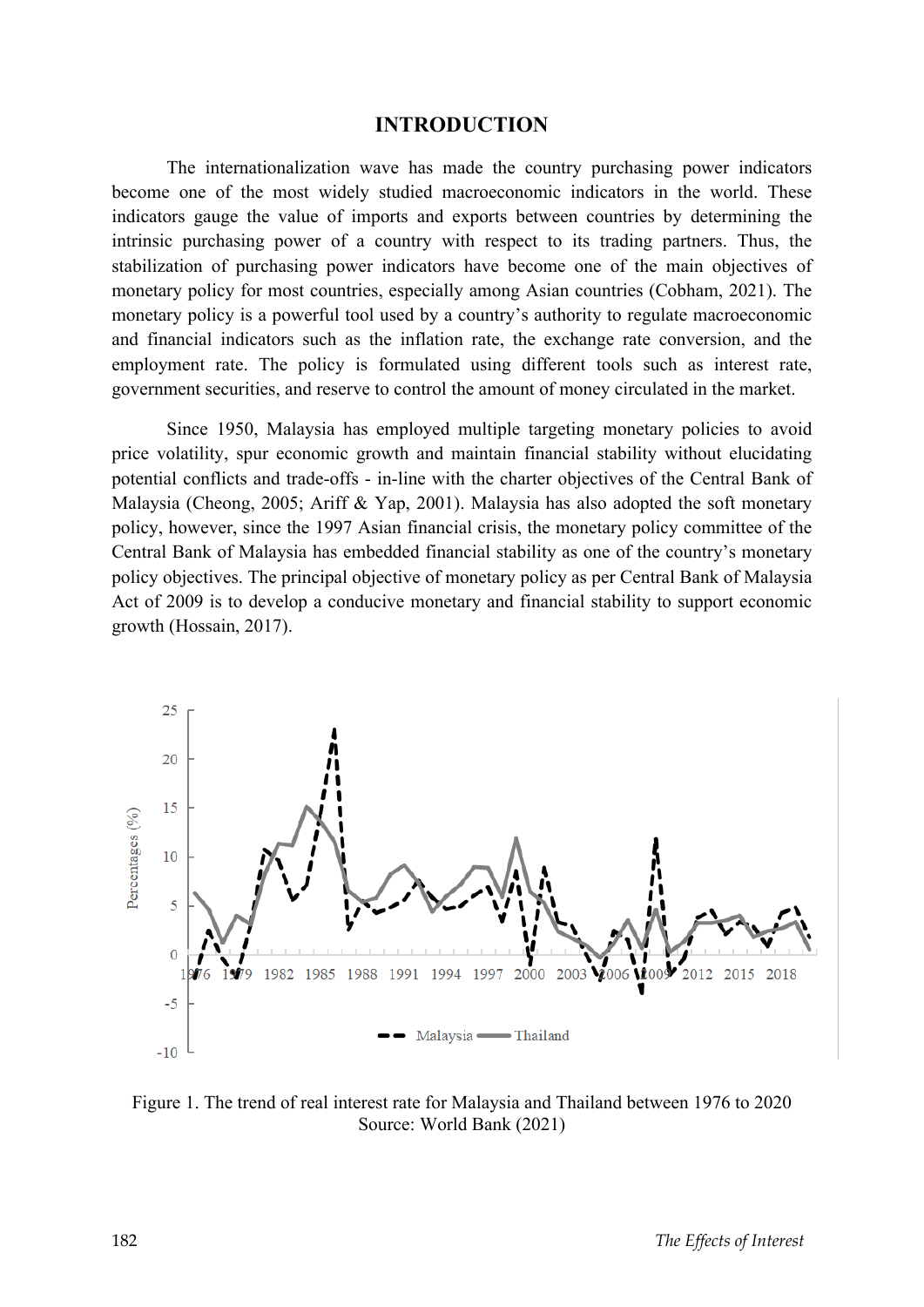# INTRODUCTION

The internationalization wave has made the country purchasing power indicators become one of the most widely studied macroeconomic indicators in the world. These indicators gauge the value of imports and exports between countries by determining the intrinsic purchasing power of a country with respect to its trading partners. Thus, the stabilization of purchasing power indicators have become one of the main objectives of monetary policy for most countries, especially among Asian countries (Cobham, 2021). The monetary policy is a powerful tool used by a country's authority to regulate macroeconomic and financial indicators such as the inflation rate, the exchange rate conversion, and the employment rate. The policy is formulated using different tools such as interest rate, government securities, and reserve to control the amount of money circulated in the market.

Since 1950, Malaysia has employed multiple targeting monetary policies to avoid price volatility, spur economic growth and maintain financial stability without elucidating potential conflicts and trade-offs - in-line with the charter objectives of the Central Bank of Malaysia (Cheong, 2005; Ariff & Yap, 2001). Malaysia has also adopted the soft monetary policy, however, since the 1997 Asian financial crisis, the monetary policy committee of the Central Bank of Malaysia has embedded financial stability as one of the country's monetary policy objectives. The principal objective of monetary policy as per Central Bank of Malaysia Act of 2009 is to develop a conducive monetary and financial stability to support economic growth (Hossain, 2017).

Figure 1. The trend of real interest rate for Malaysia and Thailand between 1976 to 2020
Source: World Bank (2021)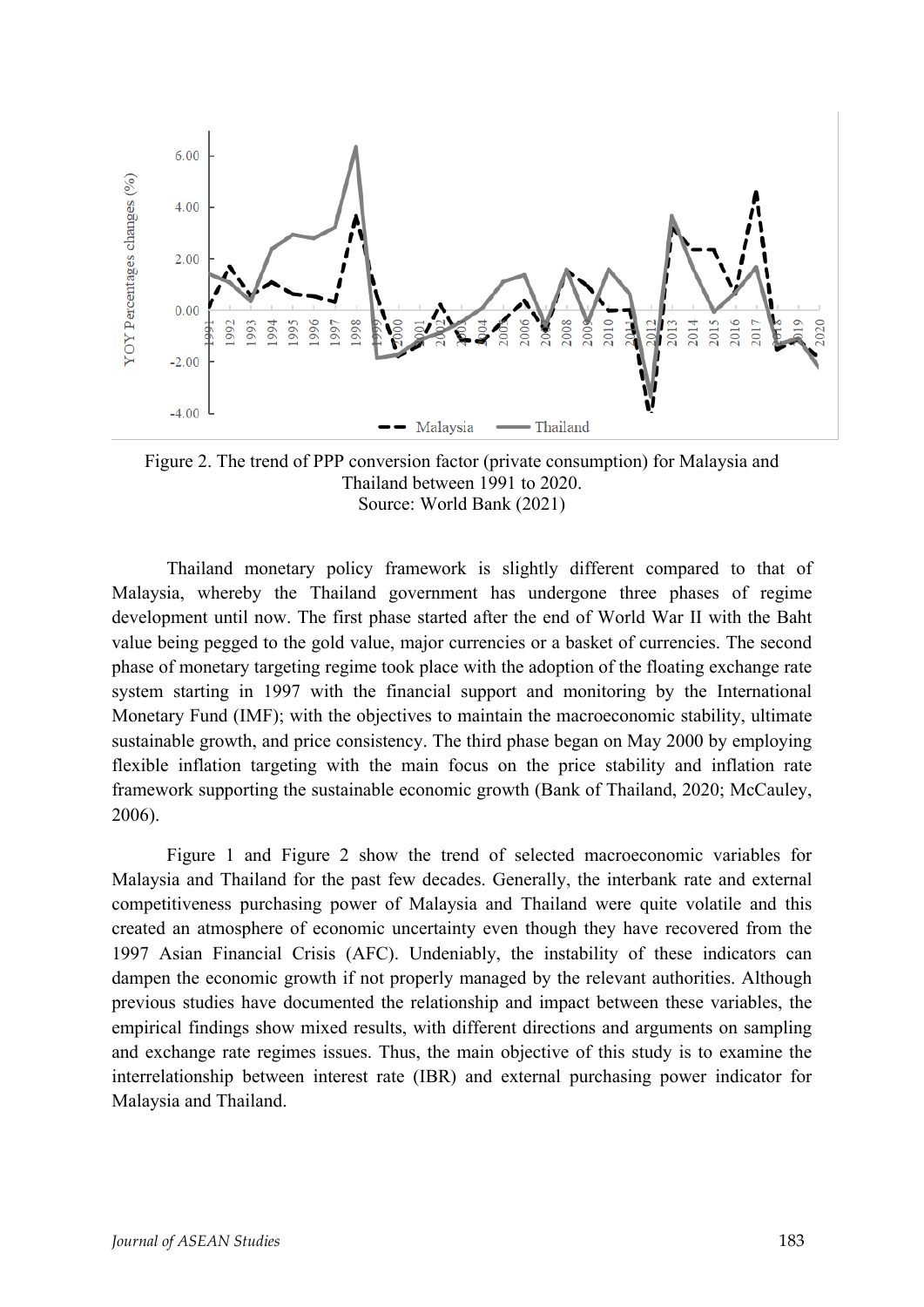Figure 2. The trend of PPP conversion factor (private consumption) for Malaysia and Thailand between 1991 to 2020.
Source: World Bank (2021)

Thailand monetary policy framework is slightly different compared to that of Malaysia, whereby the Thailand government has undergone three phases of regime development until now. The first phase started after the end of World War II with the Baht value being pegged to the gold value, major currencies or a basket of currencies. The second phase of monetary targeting regime took place with the adoption of the floating exchange rate system starting in 1997 with the financial support and monitoring by the International Monetary Fund (IMF); with the objectives to maintain the macroeconomic stability, ultimate sustainable growth, and price consistency. The third phase began on May 2000 by employing flexible inflation targeting with the main focus on the price stability and inflation rate framework supporting the sustainable economic growth (Bank of Thailand, 2020; McCauley, 2006).

Figure 1 and Figure 2 show the trend of selected macroeconomic variables for Malaysia and Thailand for the past few decades. Generally, the interbank rate and external competitiveness purchasing power of Malaysia and Thailand were quite volatile and this created an atmosphere of economic uncertainty even though they have recovered from the 1997 Asian Financial Crisis (AFC). Undeniably, the instability of these indicators can dampen the economic growth if not properly managed by the relevant authorities. Although previous studies have documented the relationship and impact between these variables, the empirical findings show mixed results, with different directions and arguments on sampling and exchange rate regimes issues. Thus, the main objective of this study is to examine the interrelationship between interest rate (IBR) and external purchasing power indicator for Malaysia and Thailand.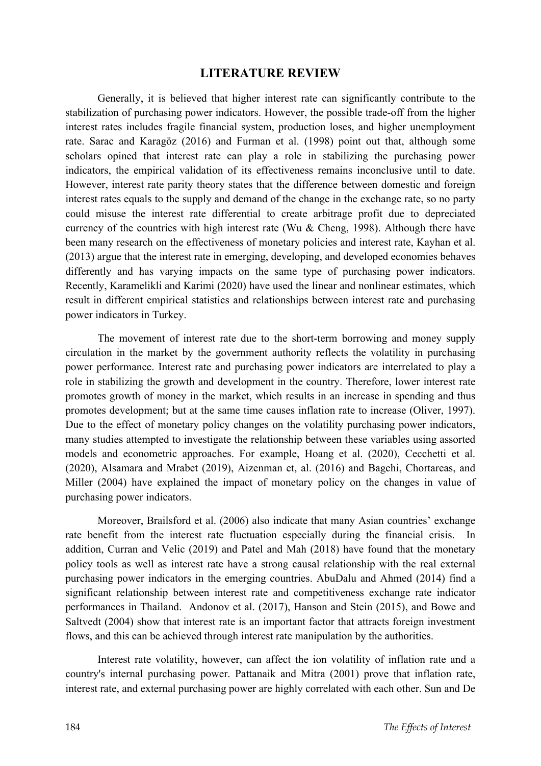## LITERATURE REVIEW

Generally, it is believed that higher interest rate can significantly contribute to the stabilization of purchasing power indicators. However, the possible trade-off from the higher interest rates includes fragile financial system, production loses, and higher unemployment rate. Sarac and Karagöz (2016) and Furman et al. (1998) point out that, although some scholars opined that interest rate can play a role in stabilizing the purchasing power indicators, the empirical validation of its effectiveness remains inconclusive until to date. However, interest rate parity theory states that the difference between domestic and foreign interest rates equals to the supply and demand of the change in the exchange rate, so no party could misuse the interest rate differential to create arbitrage profit due to depreciated currency of the countries with high interest rate (Wu & Cheng, 1998). Although there have been many research on the effectiveness of monetary policies and interest rate, Kayhan et al. (2013) argue that the interest rate in emerging, developing, and developed economies behaves differently and has varying impacts on the same type of purchasing power indicators. Recently, Karamelikli and Karimi (2020) have used the linear and nonlinear estimates, which result in different empirical statistics and relationships between interest rate and purchasing power indicators in Turkey.

The movement of interest rate due to the short-term borrowing and money supply circulation in the market by the government authority reflects the volatility in purchasing power performance. Interest rate and purchasing power indicators are interrelated to play a role in stabilizing the growth and development in the country. Therefore, lower interest rate promotes growth of money in the market, which results in an increase in spending and thus promotes development; but at the same time causes inflation rate to increase (Oliver, 1997). Due to the effect of monetary policy changes on the volatility purchasing power indicators, many studies attempted to investigate the relationship between these variables using assorted models and econometric approaches. For example, Hoang et al. (2020), Cecchetti et al. (2020), Alsamara and Mrabet (2019), Aizenman et, al. (2016) and Bagchi, Chortareas, and Miller (2004) have explained the impact of monetary policy on the changes in value of purchasing power indicators.

Moreover, Brailsford et al. (2006) also indicate that many Asian countries' exchange rate benefit from the interest rate fluctuation especially during the financial crisis. In addition, Curran and Velic (2019) and Patel and Mah (2018) have found that the monetary policy tools as well as interest rate have a strong causal relationship with the real external purchasing power indicators in the emerging countries. AbuDalu and Ahmed (2014) find a significant relationship between interest rate and competitiveness exchange rate indicator performances in Thailand. Andonov et al. (2017), Hanson and Stein (2015), and Bowe and Saltvedt (2004) show that interest rate is an important factor that attracts foreign investment flows, and this can be achieved through interest rate manipulation by the authorities.

Interest rate volatility, however, can affect the ion volatility of inflation rate and a country's internal purchasing power. Pattanaik and Mitra (2001) prove that inflation rate, interest rate, and external purchasing power are highly correlated with each other. Sun and De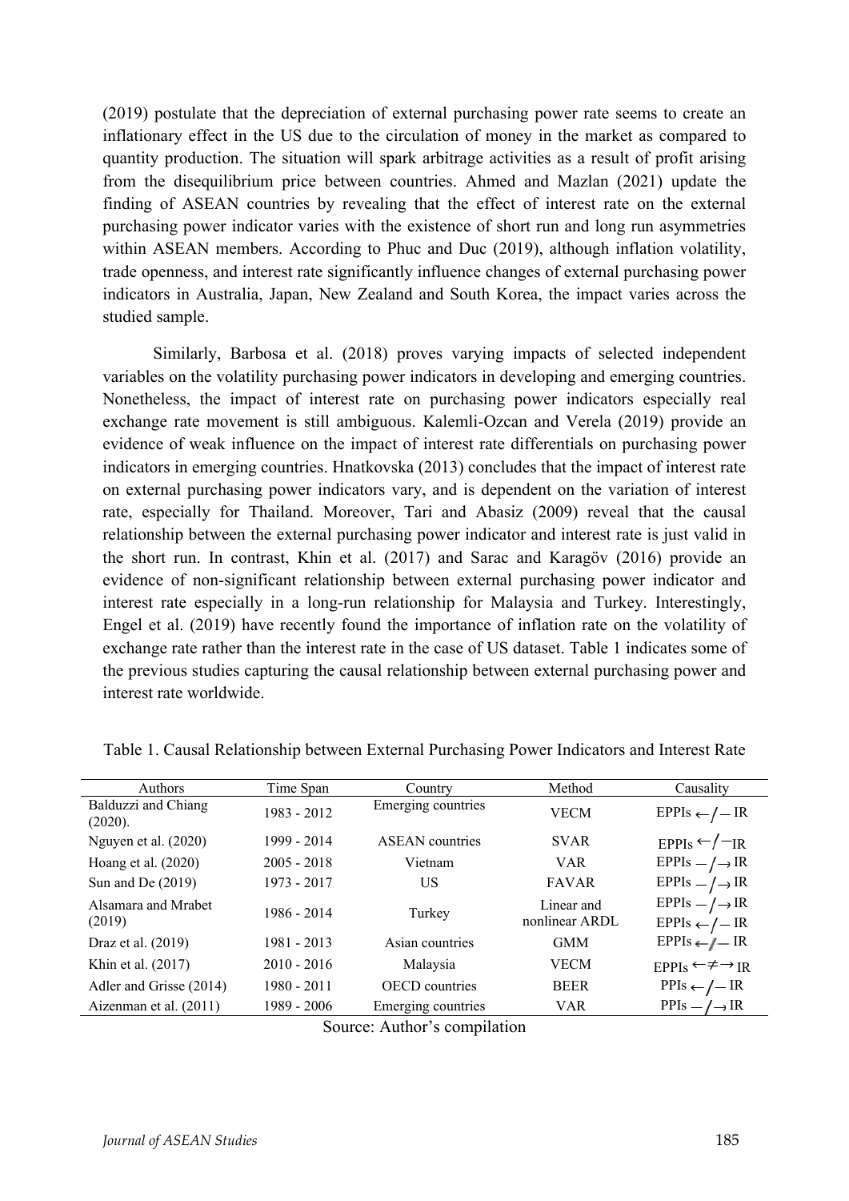(2019) postulate that the depreciation of external purchasing power rate seems to create an inflationary effect in the US due to the circulation of money in the market as compared to quantity production. The situation will spark arbitrage activities as a result of profit arising from the disequilibrium price between countries. Ahmed and Mazlan (2021) update the finding of ASEAN countries by revealing that the effect of interest rate on the external purchasing power indicator varies with the existence of short run and long run asymmetries within ASEAN members. According to Phuc and Duc (2019), although inflation volatility, trade openness, and interest rate significantly influence changes of external purchasing power indicators in Australia, Japan, New Zealand and South Korea, the impact varies across the studied sample.

Similarly, Barbosa et al. (2018) proves varying impacts of selected independent variables on the volatility purchasing power indicators in developing and emerging countries. Nonetheless, the impact of interest rate on purchasing power indicators especially real exchange rate movement is still ambiguous. Kalemli-Ozcan and Verela (2019) provide an evidence of weak influence on the impact of interest rate differentials on purchasing power indicators in emerging countries. Hnatkovska (2013) concludes that the impact of interest rate on external purchasing power indicators vary, and is dependent on the variation of interest rate, especially for Thailand. Moreover, Tari and Abasiz (2009) reveal that the causal relationship between the external purchasing power indicator and interest rate is just valid in the short run. In contrast, Khin et al. (2017) and Sarac and Karagöv (2016) provide an evidence of non-significant relationship between external purchasing power indicator and interest rate especially in a long-run relationship for Malaysia and Turkey. Interestingly, Engel et al. (2019) have recently found the importance of inflation rate on the volatility of exchange rate rather than the interest rate in the case of US dataset. Table 1 indicates some of the previous studies capturing the causal relationship between external purchasing power and interest rate worldwide.

Table 1. Causal Relationship between External Purchasing Power Indicators and Interest Rate

| Authors | Time Span | Country | Method | Causality |
|---|---|---|---|---|
| Balduzzi and Chiang (2020). | 1983 - 2012 | Emerging countries | VECM | EPPIs ←/— IR |
| Nguyen et al. (2020) | 1999 - 2014 | ASEAN countries | SVAR | EPPIs ←/— IR |
| Hoang et al. (2020) | 2005 - 2018 | Vietnam | VAR | EPPIs —/→ IR |
| Sun and De (2019) | 1973 - 2017 | US | FAVAR | EPPIs —/→ IR |
| Alsamara and Mrabet (2019) | 1986 - 2014 | Turkey | Linear and nonlinear ARDL | EPPIs —/→ IR<br>EPPIs ←/— IR |
| Draz et al. (2019) | 1981 - 2013 | Asian countries | GMM | EPPIs ←/— IR |
| Khin et al. (2017) | 2010 - 2016 | Malaysia | VECM | EPPIs ←≠→ IR |
| Adler and Grisse (2014) | 1980 - 2011 | OECD countries | BEER | PPIs ←/— IR |
| Aizenman et al. (2011) | 1989 - 2006 | Emerging countries | VAR | PPIs —/→ IR |

Source: Author's compilation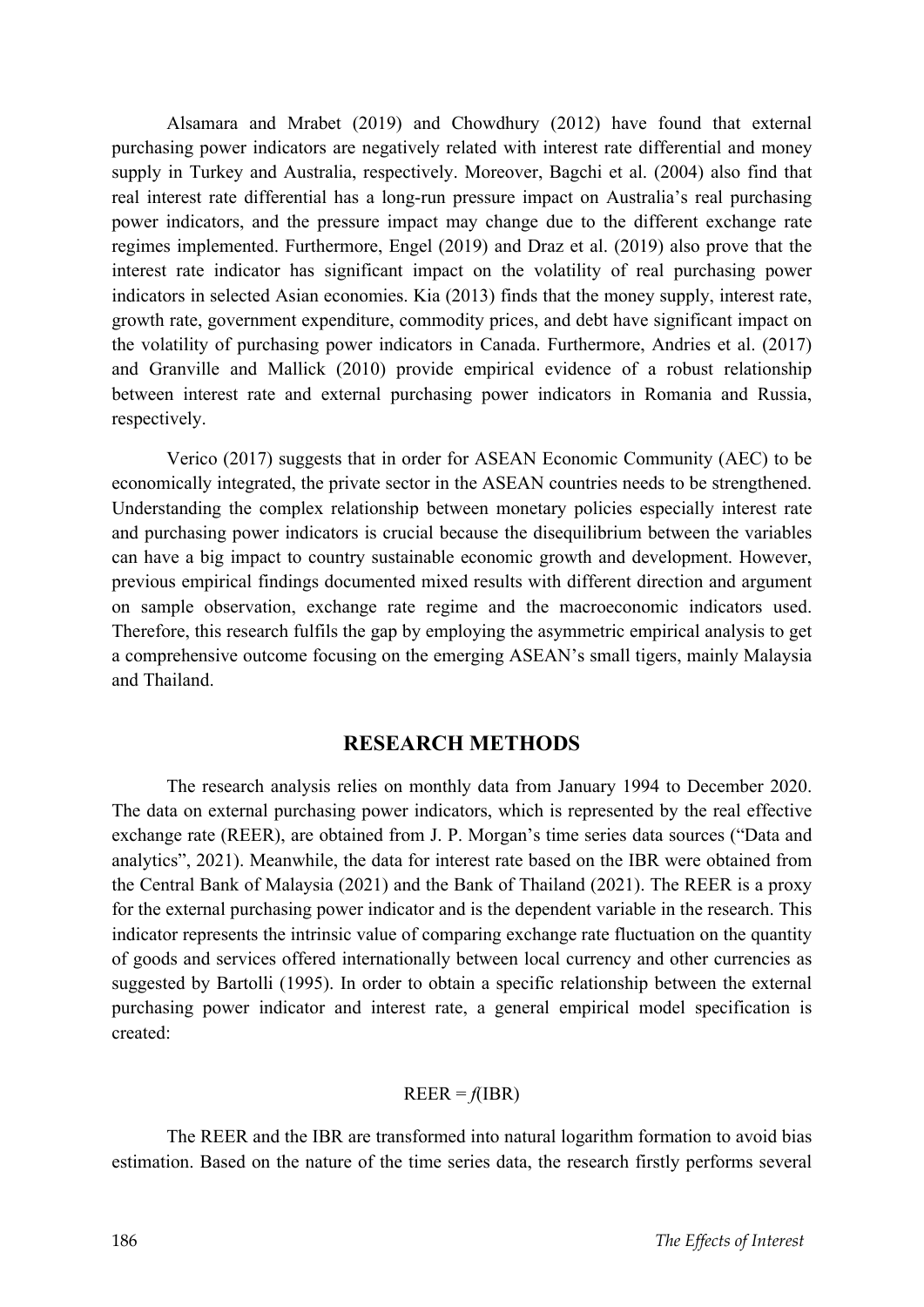Alsamara and Mrabet (2019) and Chowdhury (2012) have found that external purchasing power indicators are negatively related with interest rate differential and money supply in Turkey and Australia, respectively. Moreover, Bagchi et al. (2004) also find that real interest rate differential has a long-run pressure impact on Australia's real purchasing power indicators, and the pressure impact may change due to the different exchange rate regimes implemented. Furthermore, Engel (2019) and Draz et al. (2019) also prove that the interest rate indicator has significant impact on the volatility of real purchasing power indicators in selected Asian economies. Kia (2013) finds that the money supply, interest rate, growth rate, government expenditure, commodity prices, and debt have significant impact on the volatility of purchasing power indicators in Canada. Furthermore, Andries et al. (2017) and Granville and Mallick (2010) provide empirical evidence of a robust relationship between interest rate and external purchasing power indicators in Romania and Russia, respectively.

Verico (2017) suggests that in order for ASEAN Economic Community (AEC) to be economically integrated, the private sector in the ASEAN countries needs to be strengthened. Understanding the complex relationship between monetary policies especially interest rate and purchasing power indicators is crucial because the disequilibrium between the variables can have a big impact to country sustainable economic growth and development. However, previous empirical findings documented mixed results with different direction and argument on sample observation, exchange rate regime and the macroeconomic indicators used. Therefore, this research fulfils the gap by employing the asymmetric empirical analysis to get a comprehensive outcome focusing on the emerging ASEAN's small tigers, mainly Malaysia and Thailand.

## RESEARCH METHODS

The research analysis relies on monthly data from January 1994 to December 2020. The data on external purchasing power indicators, which is represented by the real effective exchange rate (REER), are obtained from J. P. Morgan's time series data sources ("Data and analytics", 2021). Meanwhile, the data for interest rate based on the IBR were obtained from the Central Bank of Malaysia (2021) and the Bank of Thailand (2021). The REER is a proxy for the external purchasing power indicator and is the dependent variable in the research. This indicator represents the intrinsic value of comparing exchange rate fluctuation on the quantity of goods and services offered internationally between local currency and other currencies as suggested by Bartolli (1995). In order to obtain a specific relationship between the external purchasing power indicator and interest rate, a general empirical model specification is created:

$$\text{REER} = f(\text{IBR})$$

The REER and the IBR are transformed into natural logarithm formation to avoid bias estimation. Based on the nature of the time series data, the research firstly performs several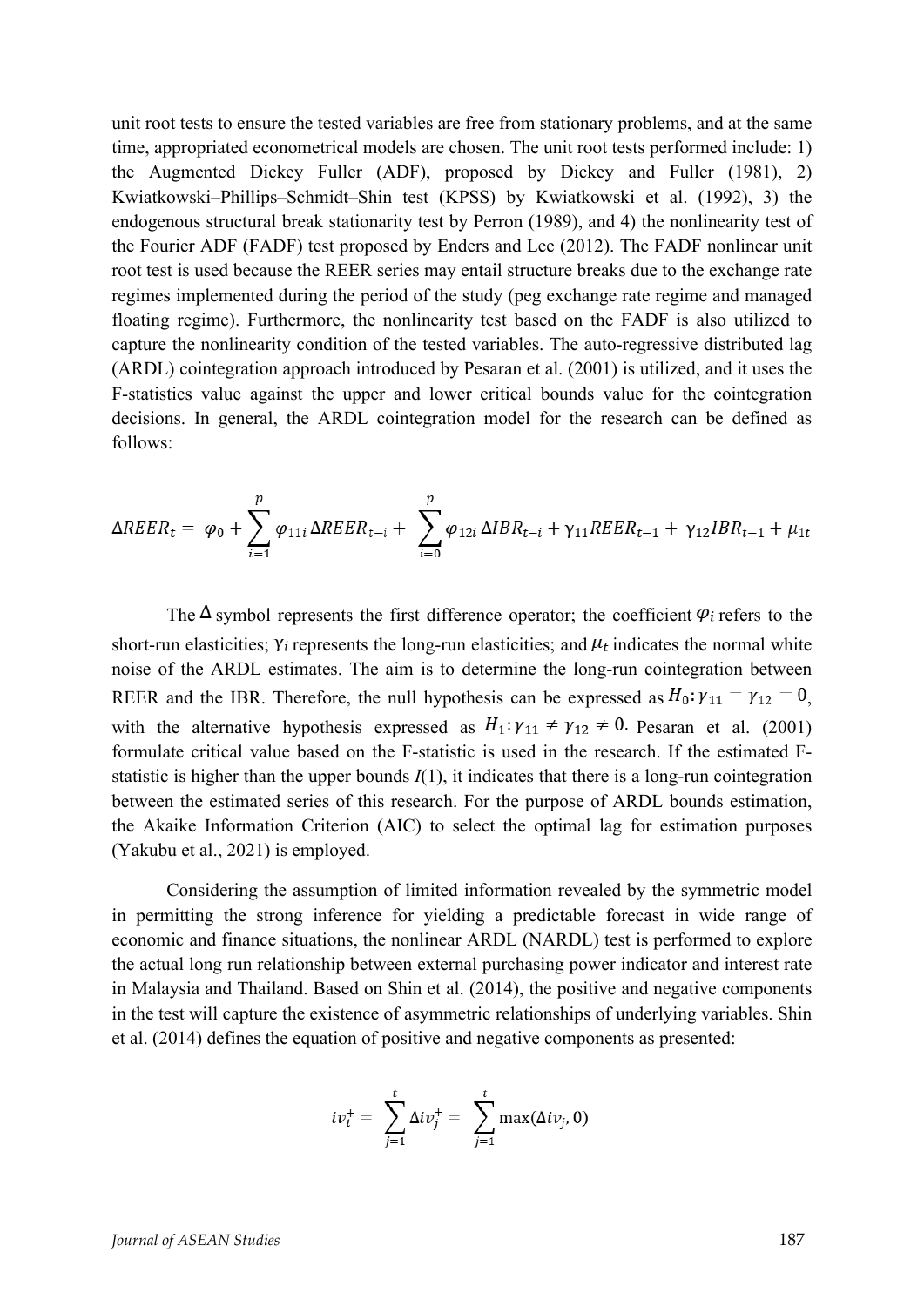unit root tests to ensure the tested variables are free from stationary problems, and at the same time, appropriated econometrical models are chosen. The unit root tests performed include: 1) the Augmented Dickey Fuller (ADF), proposed by Dickey and Fuller (1981), 2) Kwiatkowski–Phillips–Schmidt–Shin test (KPSS) by Kwiatkowski et al. (1992), 3) the endogenous structural break stationarity test by Perron (1989), and 4) the nonlinearity test of the Fourier ADF (FADF) test proposed by Enders and Lee (2012). The FADF nonlinear unit root test is used because the REER series may entail structure breaks due to the exchange rate regimes implemented during the period of the study (peg exchange rate regime and managed floating regime). Furthermore, the nonlinearity test based on the FADF is also utilized to capture the nonlinearity condition of the tested variables. The auto-regressive distributed lag (ARDL) cointegration approach introduced by Pesaran et al. (2001) is utilized, and it uses the F-statistics value against the upper and lower critical bounds value for the cointegration decisions. In general, the ARDL cointegration model for the research can be defined as follows:

$$\Delta REER_t = \varphi_0 + \sum_{i=1}^{p} \varphi_{11i} \Delta REER_{t-i} + \sum_{i=0}^{p} \varphi_{12i} \Delta IBR_{t-i} + \gamma_{11} REER_{t-1} + \gamma_{12} IBR_{t-1} + \mu_{1t}$$

The $\Delta$ symbol represents the first difference operator; the coefficient $\varphi_i$ refers to the short-run elasticities; $\gamma_i$ represents the long-run elasticities; and $\mu_t$ indicates the normal white noise of the ARDL estimates. The aim is to determine the long-run cointegration between REER and the IBR. Therefore, the null hypothesis can be expressed as $H_0: \gamma_{11} = \gamma_{12} = 0$, with the alternative hypothesis expressed as $H_1: \gamma_{11} \neq \gamma_{12} \neq 0.$ Pesaran et al. (2001) formulate critical value based on the F-statistic is used in the research. If the estimated F-statistic is higher than the upper bounds *I*(1), it indicates that there is a long-run cointegration between the estimated series of this research. For the purpose of ARDL bounds estimation, the Akaike Information Criterion (AIC) to select the optimal lag for estimation purposes (Yakubu et al., 2021) is employed.

Considering the assumption of limited information revealed by the symmetric model in permitting the strong inference for yielding a predictable forecast in wide range of economic and finance situations, the nonlinear ARDL (NARDL) test is performed to explore the actual long run relationship between external purchasing power indicator and interest rate in Malaysia and Thailand. Based on Shin et al. (2014), the positive and negative components in the test will capture the existence of asymmetric relationships of underlying variables. Shin et al. (2014) defines the equation of positive and negative components as presented:

$$iv_t^+ = \sum_{j=1}^{t} \Delta iv_j^+ = \sum_{j=1}^{t} \max(\Delta iv_j, 0)$$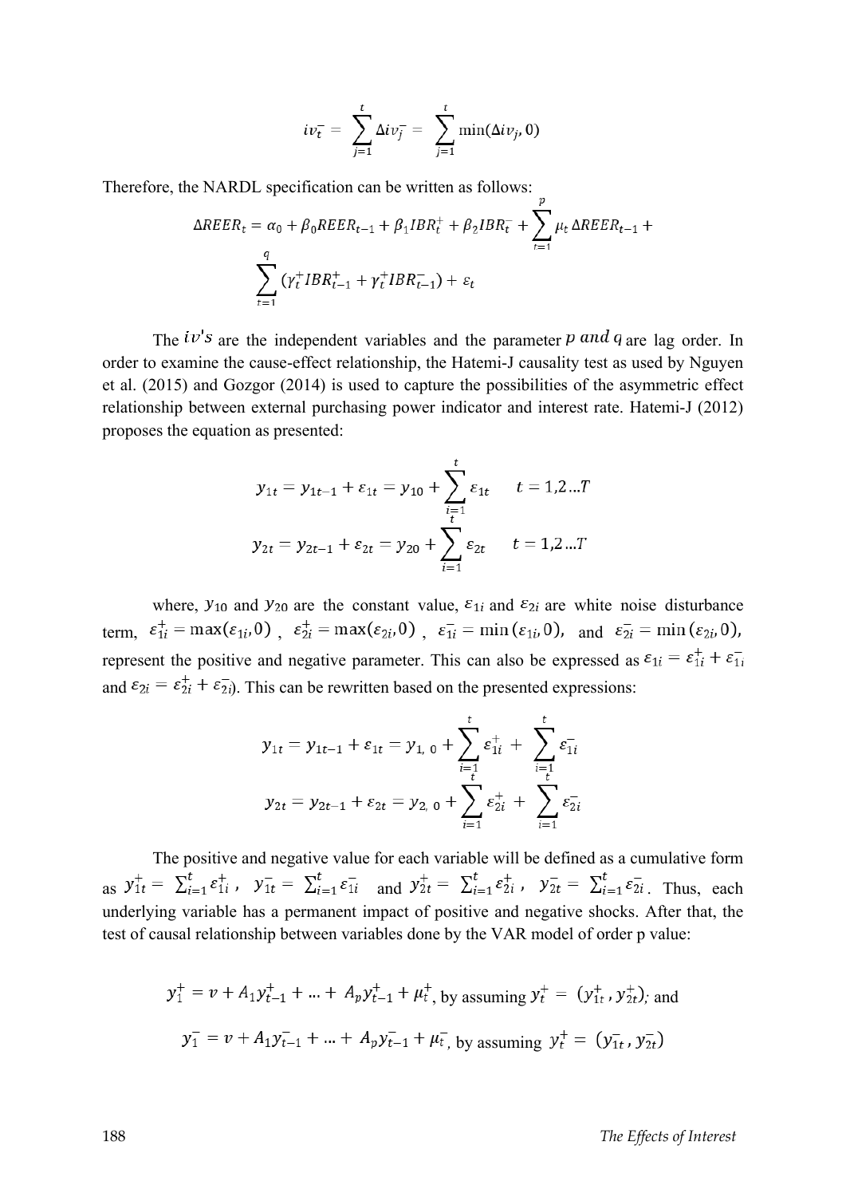$$iv_t^- = \sum_{j=1}^{t} \Delta iv_j^- = \sum_{j=1}^{t} \min(\Delta iv_j, 0)$$

Therefore, the NARDL specification can be written as follows:

$$\Delta REER_t = \alpha_0 + \beta_0 REER_{t-1} + \beta_1 IBR_t^+ + \beta_2 IBR_t^- + \sum_{t=1}^{p} \mu_t \, \Delta REER_{t-1} + \sum_{t=1}^{q} (\gamma_t^+ IBR_{t-1}^+ + \gamma_t^+ IBR_{t-1}^-) + \varepsilon_t$$

The $iv's$ are the independent variables and the parameter $p\ and\ q$ are lag order. In order to examine the cause-effect relationship, the Hatemi-J causality test as used by Nguyen et al. (2015) and Gozgor (2014) is used to capture the possibilities of the asymmetric effect relationship between external purchasing power indicator and interest rate. Hatemi-J (2012) proposes the equation as presented:

$$y_{1t} = y_{1t-1} + \varepsilon_{1t} = y_{10} + \sum_{i=1}^{t} \varepsilon_{1t} \qquad t = 1,2 \ldots T$$

$$y_{2t} = y_{2t-1} + \varepsilon_{2t} = y_{20} + \sum_{i=1}^{t} \varepsilon_{2t} \qquad t = 1,2 \ldots T$$

where, $y_{10}$ and $y_{20}$ are the constant value, $\varepsilon_{1i}$ and $\varepsilon_{2i}$ are white noise disturbance term, $\varepsilon_{1i}^+ = \max(\varepsilon_{1i}, 0)$ , $\varepsilon_{2i}^+ = \max(\varepsilon_{2i}, 0)$ , $\varepsilon_{1i}^- = \min(\varepsilon_{1i}, 0)$, and $\varepsilon_{2i}^- = \min(\varepsilon_{2i}, 0)$, represent the positive and negative parameter. This can also be expressed as $\varepsilon_{1i} = \varepsilon_{1i}^+ + \varepsilon_{1i}^-$ and $\varepsilon_{2i} = \varepsilon_{2i}^+ + \varepsilon_{2i}^-$). This can be rewritten based on the presented expressions:

$$y_{1t} = y_{1t-1} + \varepsilon_{1t} = y_{1,\,0} + \sum_{i=1}^{t} \varepsilon_{1i}^+ + \sum_{i=1}^{t} \varepsilon_{1i}^-$$

$$y_{2t} = y_{2t-1} + \varepsilon_{2t} = y_{2,\,0} + \sum_{i=1}^{t} \varepsilon_{2i}^+ + \sum_{i=1}^{t} \varepsilon_{2i}^-$$

The positive and negative value for each variable will be defined as a cumulative form as $y_{1t}^+ = \sum_{i=1}^{t} \varepsilon_{1i}^+$ , $y_{1t}^- = \sum_{i=1}^{t} \varepsilon_{1i}^-$ and $y_{2t}^+ = \sum_{i=1}^{t} \varepsilon_{2i}^+$ , $y_{2t}^- = \sum_{i=1}^{t} \varepsilon_{2i}^-$. Thus, each underlying variable has a permanent impact of positive and negative shocks. After that, the test of causal relationship between variables done by the VAR model of order p value:

$y_1^+ = v + A_1 y_{t-1}^+ + \ldots + A_p y_{t-1}^+ + \mu_t^+$, by assuming $y_t^+ = (y_{1t}^+, y_{2t}^+)$; and

$y_1^- = v + A_1 y_{t-1}^- + \ldots + A_p y_{t-1}^- + \mu_t^-$, by assuming $y_t^+ = (y_{1t}^-, y_{2t}^-)$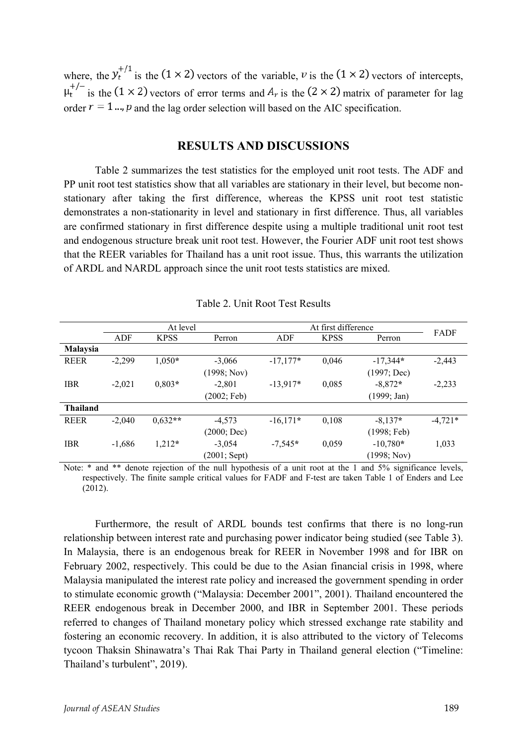where, the $y_t^{+/1}$ is the $(1 \times 2)$ vectors of the variable, $v$ is the $(1 \times 2)$ vectors of intercepts, $\mu_t^{+/-}$ is the $(1 \times 2)$ vectors of error terms and $A_r$ is the $(2 \times 2)$ matrix of parameter for lag order $r = 1 \ldots, p$ and the lag order selection will based on the AIC specification.

## RESULTS AND DISCUSSIONS

Table 2 summarizes the test statistics for the employed unit root tests. The ADF and PP unit root test statistics show that all variables are stationary in their level, but become non-stationary after taking the first difference, whereas the KPSS unit root test statistic demonstrates a non-stationarity in level and stationary in first difference. Thus, all variables are confirmed stationary in first difference despite using a multiple traditional unit root test and endogenous structure break unit root test. However, the Fourier ADF unit root test shows that the REER variables for Thailand has a unit root issue. Thus, this warrants the utilization of ARDL and NARDL approach since the unit root tests statistics are mixed.

Table 2. Unit Root Test Results

| | At level | | | At first difference | | | FADF |
|---|---|---|---|---|---|---|---|
| | ADF | KPSS | Perron | ADF | KPSS | Perron | |
| **Malaysia** | | | | | | | |
| REER | -2,299 | 1,050* | -3,066 (1998; Nov) | -17,177* | 0,046 | -17,344* (1997; Dec) | -2,443 |
| IBR | -2,021 | 0,803* | -2,801 (2002; Feb) | -13,917* | 0,085 | -8,872* (1999; Jan) | -2,233 |
| **Thailand** | | | | | | | |
| REER | -2,040 | 0,632** | -4,573 (2000; Dec) | -16,171* | 0,108 | -8,137* (1998; Feb) | -4,721* |
| IBR | -1,686 | 1,212* | -3,054 (2001; Sept) | -7,545* | 0,059 | -10,780* (1998; Nov) | 1,033 |

Note: * and ** denote rejection of the null hypothesis of a unit root at the 1 and 5% significance levels, respectively. The finite sample critical values for FADF and F-test are taken Table 1 of Enders and Lee (2012).

Furthermore, the result of ARDL bounds test confirms that there is no long-run relationship between interest rate and purchasing power indicator being studied (see Table 3). In Malaysia, there is an endogenous break for REER in November 1998 and for IBR on February 2002, respectively. This could be due to the Asian financial crisis in 1998, where Malaysia manipulated the interest rate policy and increased the government spending in order to stimulate economic growth ("Malaysia: December 2001", 2001). Thailand encountered the REER endogenous break in December 2000, and IBR in September 2001. These periods referred to changes of Thailand monetary policy which stressed exchange rate stability and fostering an economic recovery. In addition, it is also attributed to the victory of Telecoms tycoon Thaksin Shinawatra's Thai Rak Thai Party in Thailand general election ("Timeline: Thailand's turbulent", 2019).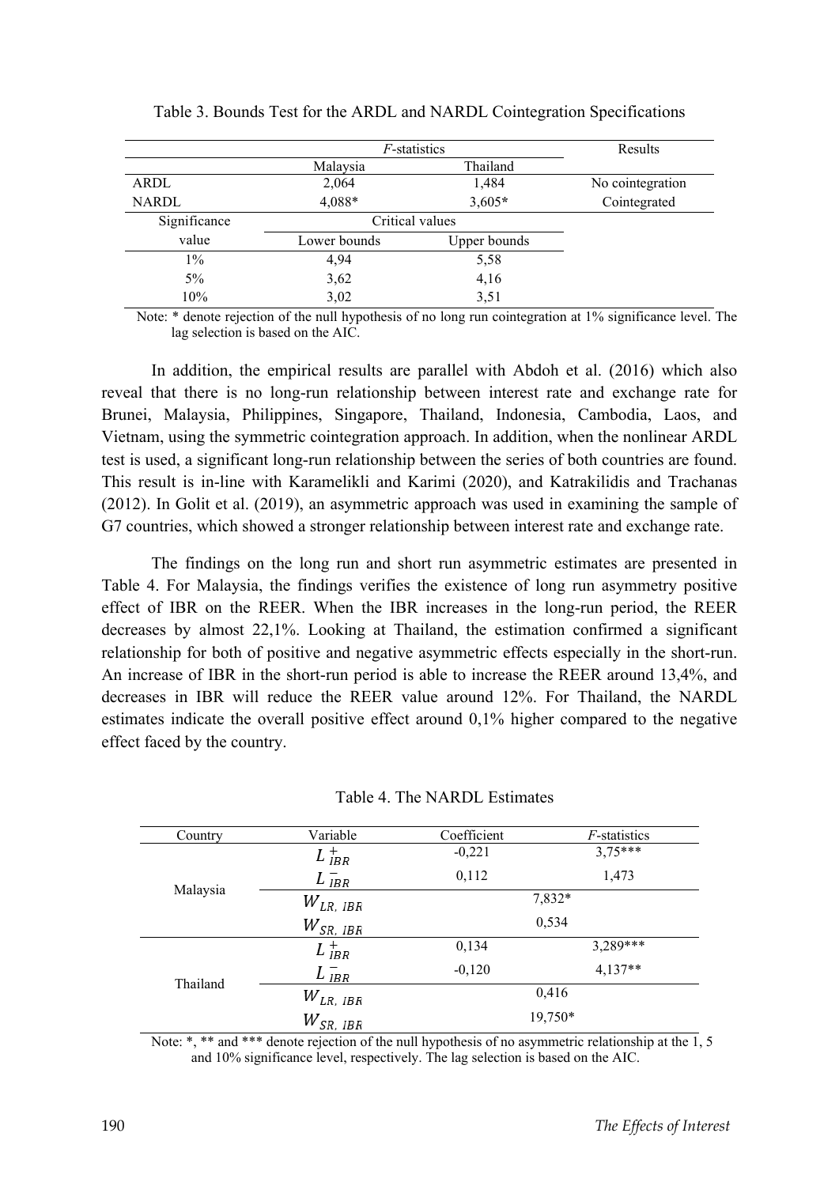Table 3. Bounds Test for the ARDL and NARDL Cointegration Specifications

| | *F*-statistics | | Results |
|---|---|---|---|
| | Malaysia | Thailand | |
| ARDL | 2,064 | 1,484 | No cointegration |
| NARDL | 4,088* | 3,605* | Cointegrated |
| Significance value | Critical values | | |
| | Lower bounds | Upper bounds | |
| 1% | 4,94 | 5,58 | |
| 5% | 3,62 | 4,16 | |
| 10% | 3,02 | 3,51 | |

Note: * denote rejection of the null hypothesis of no long run cointegration at 1% significance level. The lag selection is based on the AIC.

In addition, the empirical results are parallel with Abdoh et al. (2016) which also reveal that there is no long-run relationship between interest rate and exchange rate for Brunei, Malaysia, Philippines, Singapore, Thailand, Indonesia, Cambodia, Laos, and Vietnam, using the symmetric cointegration approach. In addition, when the nonlinear ARDL test is used, a significant long-run relationship between the series of both countries are found. This result is in-line with Karamelikli and Karimi (2020), and Katrakilidis and Trachanas (2012). In Golit et al. (2019), an asymmetric approach was used in examining the sample of G7 countries, which showed a stronger relationship between interest rate and exchange rate.

The findings on the long run and short run asymmetric estimates are presented in Table 4. For Malaysia, the findings verifies the existence of long run asymmetry positive effect of IBR on the REER. When the IBR increases in the long-run period, the REER decreases by almost 22,1%. Looking at Thailand, the estimation confirmed a significant relationship for both of positive and negative asymmetric effects especially in the short-run. An increase of IBR in the short-run period is able to increase the REER around 13,4%, and decreases in IBR will reduce the REER value around 12%. For Thailand, the NARDL estimates indicate the overall positive effect around 0,1% higher compared to the negative effect faced by the country.

Table 4. The NARDL Estimates

| Country | Variable | Coefficient | *F*-statistics |
|---|---|---|---|
| Malaysia | $L^{+}_{IBR}$ | -0,221 | 3,75*** |
| | $L^{-}_{IBR}$ | 0,112 | 1,473 |
| | $W_{LR,\ IBR}$ | 7,832* | |
| | $W_{SR,\ IBR}$ | 0,534 | |
| Thailand | $L^{+}_{IBR}$ | 0,134 | 3,289*** |
| | $L^{-}_{IBR}$ | -0,120 | 4,137** |
| | $W_{LR,\ IBR}$ | 0,416 | |
| | $W_{SR,\ IBR}$ | 19,750* | |

Note: *, ** and *** denote rejection of the null hypothesis of no asymmetric relationship at the 1, 5 and 10% significance level, respectively. The lag selection is based on the AIC.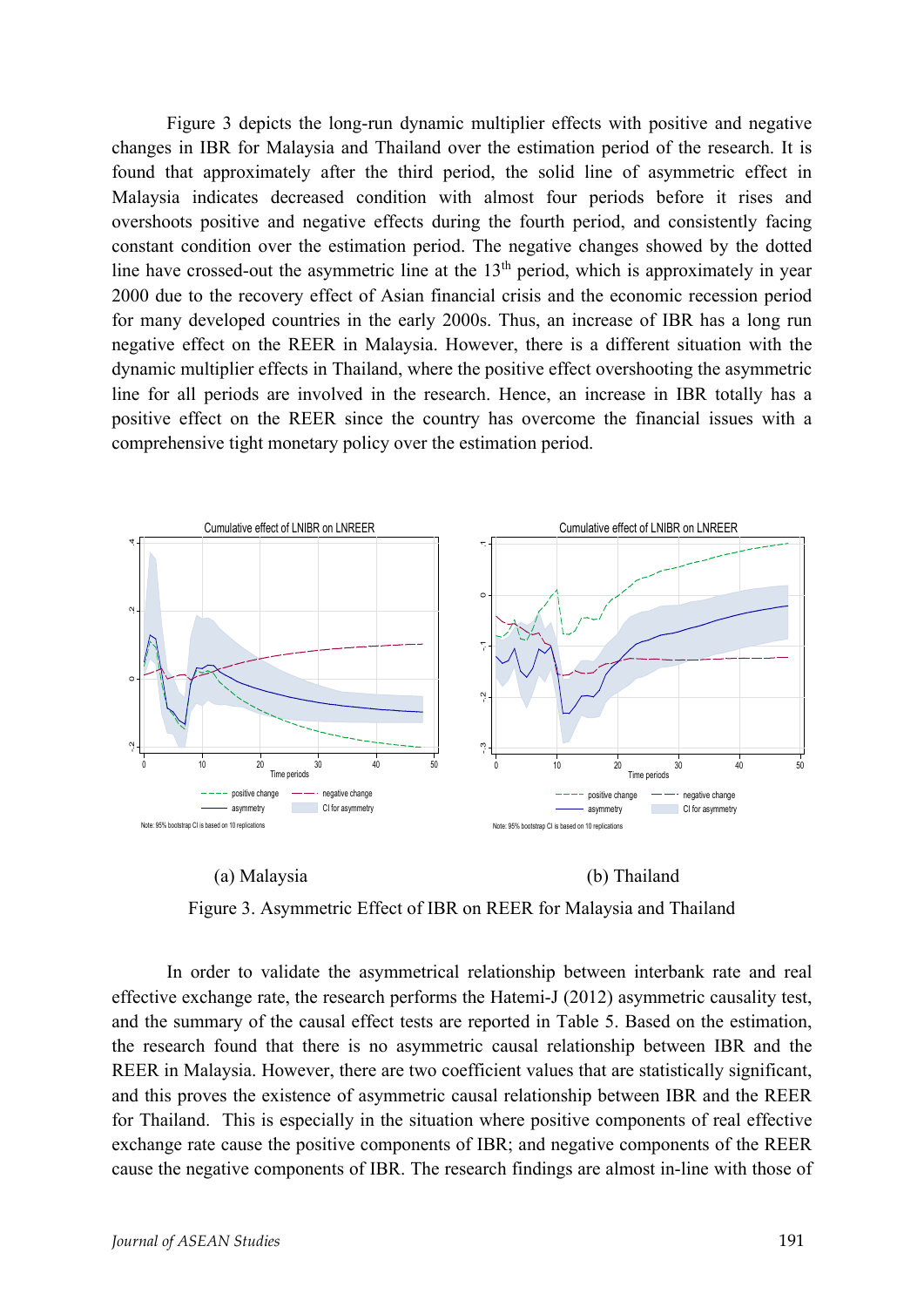Figure 3 depicts the long-run dynamic multiplier effects with positive and negative changes in IBR for Malaysia and Thailand over the estimation period of the research. It is found that approximately after the third period, the solid line of asymmetric effect in Malaysia indicates decreased condition with almost four periods before it rises and overshoots positive and negative effects during the fourth period, and consistently facing constant condition over the estimation period. The negative changes showed by the dotted line have crossed-out the asymmetric line at the 13th period, which is approximately in year 2000 due to the recovery effect of Asian financial crisis and the economic recession period for many developed countries in the early 2000s. Thus, an increase of IBR has a long run negative effect on the REER in Malaysia. However, there is a different situation with the dynamic multiplier effects in Thailand, where the positive effect overshooting the asymmetric line for all periods are involved in the research. Hence, an increase in IBR totally has a positive effect on the REER since the country has overcome the financial issues with a comprehensive tight monetary policy over the estimation period.

(a) Malaysia (b) Thailand

Figure 3. Asymmetric Effect of IBR on REER for Malaysia and Thailand

In order to validate the asymmetrical relationship between interbank rate and real effective exchange rate, the research performs the Hatemi-J (2012) asymmetric causality test, and the summary of the causal effect tests are reported in Table 5. Based on the estimation, the research found that there is no asymmetric causal relationship between IBR and the REER in Malaysia. However, there are two coefficient values that are statistically significant, and this proves the existence of asymmetric causal relationship between IBR and the REER for Thailand. This is especially in the situation where positive components of real effective exchange rate cause the positive components of IBR; and negative components of the REER cause the negative components of IBR. The research findings are almost in-line with those of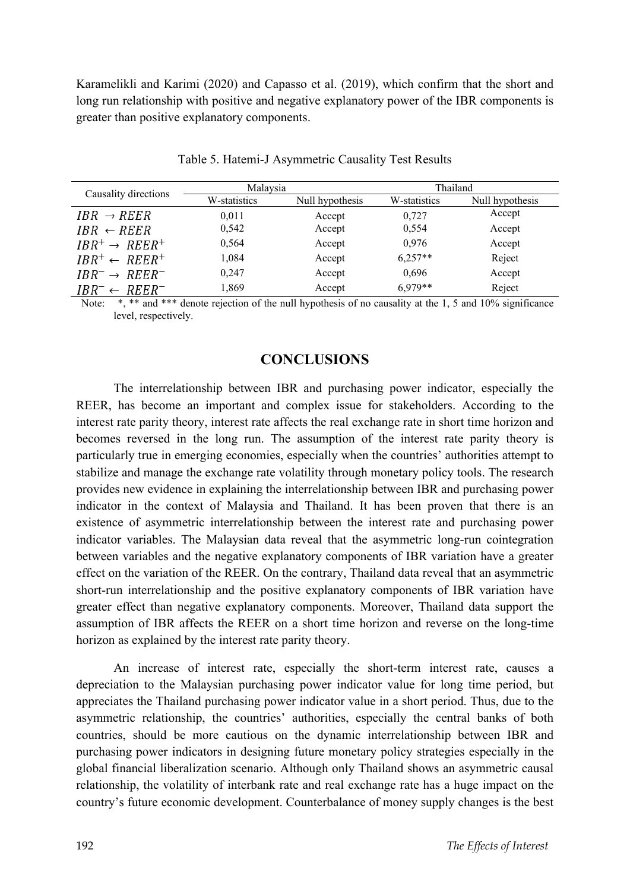Karamelikli and Karimi (2020) and Capasso et al. (2019), which confirm that the short and long run relationship with positive and negative explanatory power of the IBR components is greater than positive explanatory components.

Table 5. Hatemi-J Asymmetric Causality Test Results

| Causality directions | Malaysia | | Thailand | |
|---|---|---|---|---|
| | W-statistics | Null hypothesis | W-statistics | Null hypothesis |
| $IBR \rightarrow REER$ | 0,011 | Accept | 0,727 | Accept |
| $IBR \leftarrow REER$ | 0,542 | Accept | 0,554 | Accept |
| $IBR^{+} \rightarrow REER^{+}$ | 0,564 | Accept | 0,976 | Accept |
| $IBR^{+} \leftarrow REER^{+}$ | 1,084 | Accept | 6,257** | Reject |
| $IBR^{-} \rightarrow REER^{-}$ | 0,247 | Accept | 0,696 | Accept |
| $IBR^{-} \leftarrow REER^{-}$ | 1,869 | Accept | 6,979** | Reject |

Note: *, ** and *** denote rejection of the null hypothesis of no causality at the 1, 5 and 10% significance level, respectively.

## CONCLUSIONS

The interrelationship between IBR and purchasing power indicator, especially the REER, has become an important and complex issue for stakeholders. According to the interest rate parity theory, interest rate affects the real exchange rate in short time horizon and becomes reversed in the long run. The assumption of the interest rate parity theory is particularly true in emerging economies, especially when the countries' authorities attempt to stabilize and manage the exchange rate volatility through monetary policy tools. The research provides new evidence in explaining the interrelationship between IBR and purchasing power indicator in the context of Malaysia and Thailand. It has been proven that there is an existence of asymmetric interrelationship between the interest rate and purchasing power indicator variables. The Malaysian data reveal that the asymmetric long-run cointegration between variables and the negative explanatory components of IBR variation have a greater effect on the variation of the REER. On the contrary, Thailand data reveal that an asymmetric short-run interrelationship and the positive explanatory components of IBR variation have greater effect than negative explanatory components. Moreover, Thailand data support the assumption of IBR affects the REER on a short time horizon and reverse on the long-time horizon as explained by the interest rate parity theory.

An increase of interest rate, especially the short-term interest rate, causes a depreciation to the Malaysian purchasing power indicator value for long time period, but appreciates the Thailand purchasing power indicator value in a short period. Thus, due to the asymmetric relationship, the countries' authorities, especially the central banks of both countries, should be more cautious on the dynamic interrelationship between IBR and purchasing power indicators in designing future monetary policy strategies especially in the global financial liberalization scenario. Although only Thailand shows an asymmetric causal relationship, the volatility of interbank rate and real exchange rate has a huge impact on the country's future economic development. Counterbalance of money supply changes is the best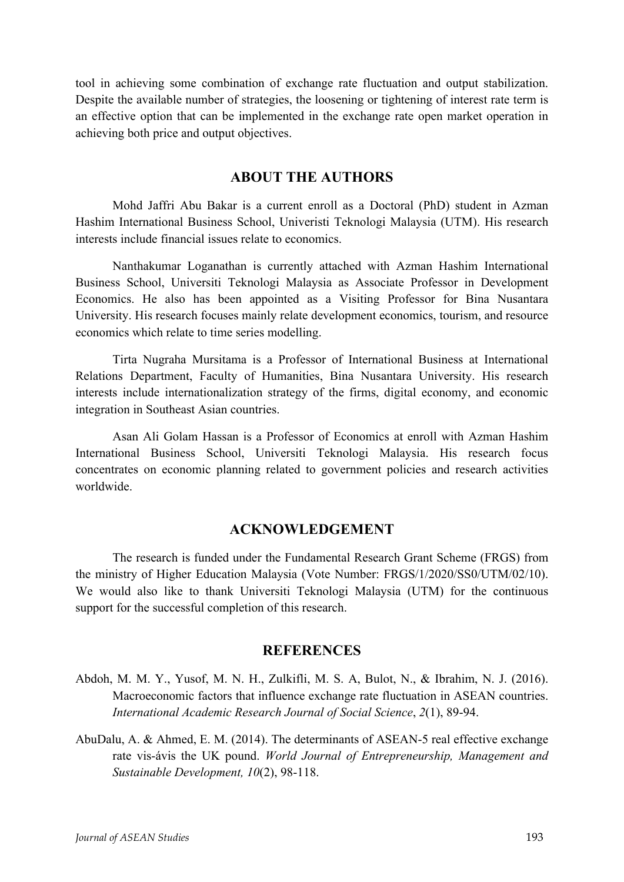tool in achieving some combination of exchange rate fluctuation and output stabilization. Despite the available number of strategies, the loosening or tightening of interest rate term is an effective option that can be implemented in the exchange rate open market operation in achieving both price and output objectives.

## ABOUT THE AUTHORS

Mohd Jaffri Abu Bakar is a current enroll as a Doctoral (PhD) student in Azman Hashim International Business School, Univeristi Teknologi Malaysia (UTM). His research interests include financial issues relate to economics.

Nanthakumar Loganathan is currently attached with Azman Hashim International Business School, Universiti Teknologi Malaysia as Associate Professor in Development Economics. He also has been appointed as a Visiting Professor for Bina Nusantara University. His research focuses mainly relate development economics, tourism, and resource economics which relate to time series modelling.

Tirta Nugraha Mursitama is a Professor of International Business at International Relations Department, Faculty of Humanities, Bina Nusantara University. His research interests include internationalization strategy of the firms, digital economy, and economic integration in Southeast Asian countries.

Asan Ali Golam Hassan is a Professor of Economics at enroll with Azman Hashim International Business School, Universiti Teknologi Malaysia. His research focus concentrates on economic planning related to government policies and research activities worldwide.

## ACKNOWLEDGEMENT

The research is funded under the Fundamental Research Grant Scheme (FRGS) from the ministry of Higher Education Malaysia (Vote Number: FRGS/1/2020/SS0/UTM/02/10). We would also like to thank Universiti Teknologi Malaysia (UTM) for the continuous support for the successful completion of this research.

## REFERENCES

Abdoh, M. M. Y., Yusof, M. N. H., Zulkifli, M. S. A, Bulot, N., & Ibrahim, N. J. (2016). Macroeconomic factors that influence exchange rate fluctuation in ASEAN countries. *International Academic Research Journal of Social Science*, *2*(1), 89-94.

AbuDalu, A. & Ahmed, E. M. (2014). The determinants of ASEAN-5 real effective exchange rate vis-ávis the UK pound. *World Journal of Entrepreneurship, Management and Sustainable Development, 10*(2), 98-118.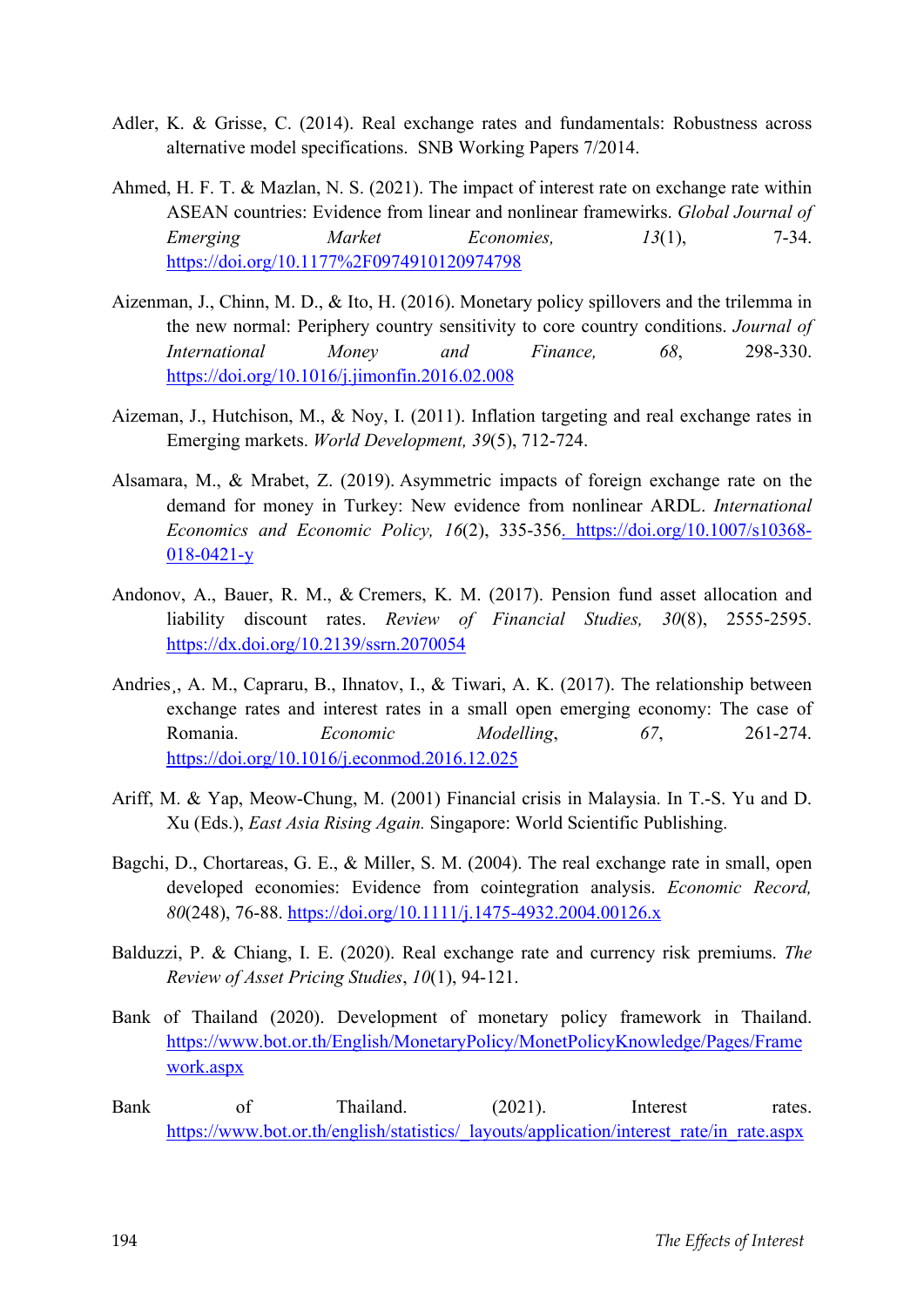Adler, K. & Grisse, C. (2014). Real exchange rates and fundamentals: Robustness across alternative model specifications. SNB Working Papers 7/2014.

Ahmed, H. F. T. & Mazlan, N. S. (2021). The impact of interest rate on exchange rate within ASEAN countries: Evidence from linear and nonlinear framewirks. *Global Journal of Emerging Market Economies, 13*(1), 7-34. https://doi.org/10.1177%2F0974910120974798

Aizenman, J., Chinn, M. D., & Ito, H. (2016). Monetary policy spillovers and the trilemma in the new normal: Periphery country sensitivity to core country conditions. *Journal of International Money and Finance, 68*, 298-330. https://doi.org/10.1016/j.jimonfin.2016.02.008

Aizeman, J., Hutchison, M., & Noy, I. (2011). Inflation targeting and real exchange rates in Emerging markets. *World Development, 39*(5), 712-724.

Alsamara, M., & Mrabet, Z. (2019). Asymmetric impacts of foreign exchange rate on the demand for money in Turkey: New evidence from nonlinear ARDL. *International Economics and Economic Policy, 16*(2), 335-356. https://doi.org/10.1007/s10368-018-0421-y

Andonov, A., Bauer, R. M., & Cremers, K. M. (2017). Pension fund asset allocation and liability discount rates. *Review of Financial Studies, 30*(8), 2555-2595. https://dx.doi.org/10.2139/ssrn.2070054

Andries¸, A. M., Capraru, B., Ihnatov, I., & Tiwari, A. K. (2017). The relationship between exchange rates and interest rates in a small open emerging economy: The case of Romania. *Economic Modelling*, *67*, 261-274. https://doi.org/10.1016/j.econmod.2016.12.025

Ariff, M. & Yap, Meow-Chung, M. (2001) Financial crisis in Malaysia. In T.-S. Yu and D. Xu (Eds.), *East Asia Rising Again.* Singapore: World Scientific Publishing.

Bagchi, D., Chortareas, G. E., & Miller, S. M. (2004). The real exchange rate in small, open developed economies: Evidence from cointegration analysis. *Economic Record, 80*(248), 76-88. https://doi.org/10.1111/j.1475-4932.2004.00126.x

Balduzzi, P. & Chiang, I. E. (2020). Real exchange rate and currency risk premiums. *The Review of Asset Pricing Studies*, *10*(1), 94-121.

Bank of Thailand (2020). Development of monetary policy framework in Thailand. https://www.bot.or.th/English/MonetaryPolicy/MonetPolicyKnowledge/Pages/Framework.aspx

Bank of Thailand. (2021). Interest rates. https://www.bot.or.th/english/statistics/_layouts/application/interest_rate/in_rate.aspx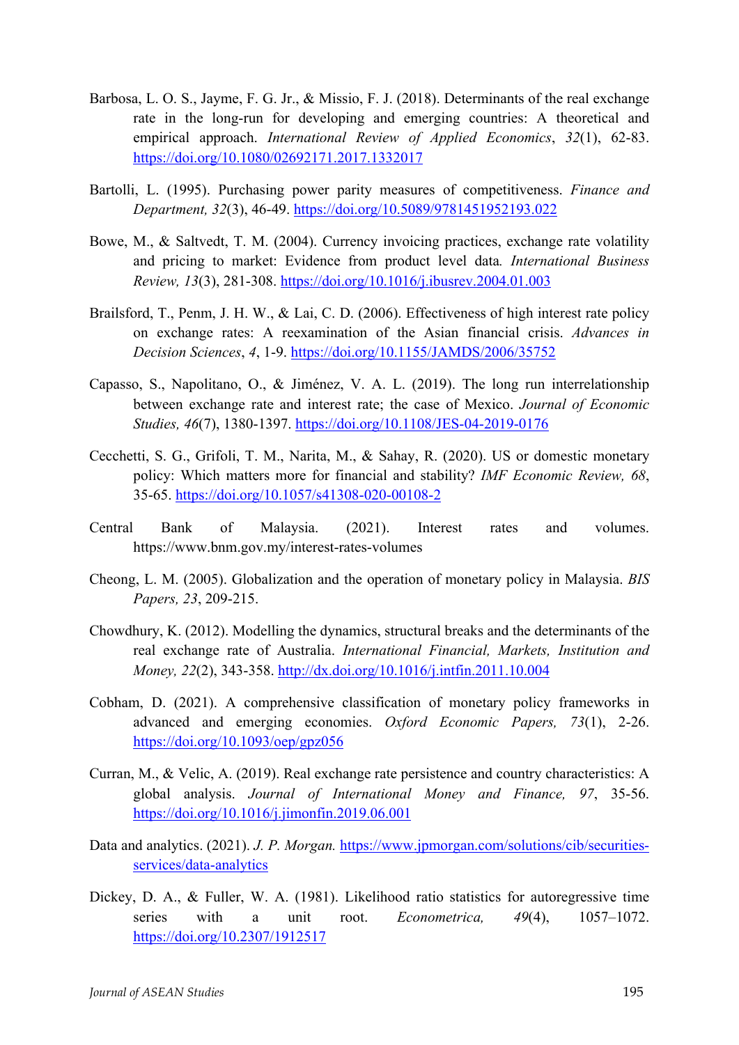Barbosa, L. O. S., Jayme, F. G. Jr., & Missio, F. J. (2018). Determinants of the real exchange rate in the long-run for developing and emerging countries: A theoretical and empirical approach. *International Review of Applied Economics*, *32*(1), 62-83. https://doi.org/10.1080/02692171.2017.1332017

Bartolli, L. (1995). Purchasing power parity measures of competitiveness. *Finance and Department, 32*(3), 46-49. https://doi.org/10.5089/9781451952193.022

Bowe, M., & Saltvedt, T. M. (2004). Currency invoicing practices, exchange rate volatility and pricing to market: Evidence from product level data. *International Business Review, 13*(3), 281-308. https://doi.org/10.1016/j.ibusrev.2004.01.003

Brailsford, T., Penm, J. H. W., & Lai, C. D. (2006). Effectiveness of high interest rate policy on exchange rates: A reexamination of the Asian financial crisis. *Advances in Decision Sciences*, *4*, 1-9. https://doi.org/10.1155/JAMDS/2006/35752

Capasso, S., Napolitano, O., & Jiménez, V. A. L. (2019). The long run interrelationship between exchange rate and interest rate; the case of Mexico. *Journal of Economic Studies, 46*(7), 1380-1397. https://doi.org/10.1108/JES-04-2019-0176

Cecchetti, S. G., Grifoli, T. M., Narita, M., & Sahay, R. (2020). US or domestic monetary policy: Which matters more for financial and stability? *IMF Economic Review, 68*, 35-65. https://doi.org/10.1057/s41308-020-00108-2

Central Bank of Malaysia. (2021). Interest rates and volumes. https://www.bnm.gov.my/interest-rates-volumes

Cheong, L. M. (2005). Globalization and the operation of monetary policy in Malaysia. *BIS Papers, 23*, 209-215.

Chowdhury, K. (2012). Modelling the dynamics, structural breaks and the determinants of the real exchange rate of Australia. *International Financial, Markets, Institution and Money, 22*(2), 343-358. http://dx.doi.org/10.1016/j.intfin.2011.10.004

Cobham, D. (2021). A comprehensive classification of monetary policy frameworks in advanced and emerging economies. *Oxford Economic Papers, 73*(1), 2-26. https://doi.org/10.1093/oep/gpz056

Curran, M., & Velic, A. (2019). Real exchange rate persistence and country characteristics: A global analysis. *Journal of International Money and Finance, 97*, 35-56. https://doi.org/10.1016/j.jimonfin.2019.06.001

Data and analytics. (2021). *J. P. Morgan.* https://www.jpmorgan.com/solutions/cib/securities-services/data-analytics

Dickey, D. A., & Fuller, W. A. (1981). Likelihood ratio statistics for autoregressive time series with a unit root. *Econometrica, 49*(4), 1057–1072. https://doi.org/10.2307/1912517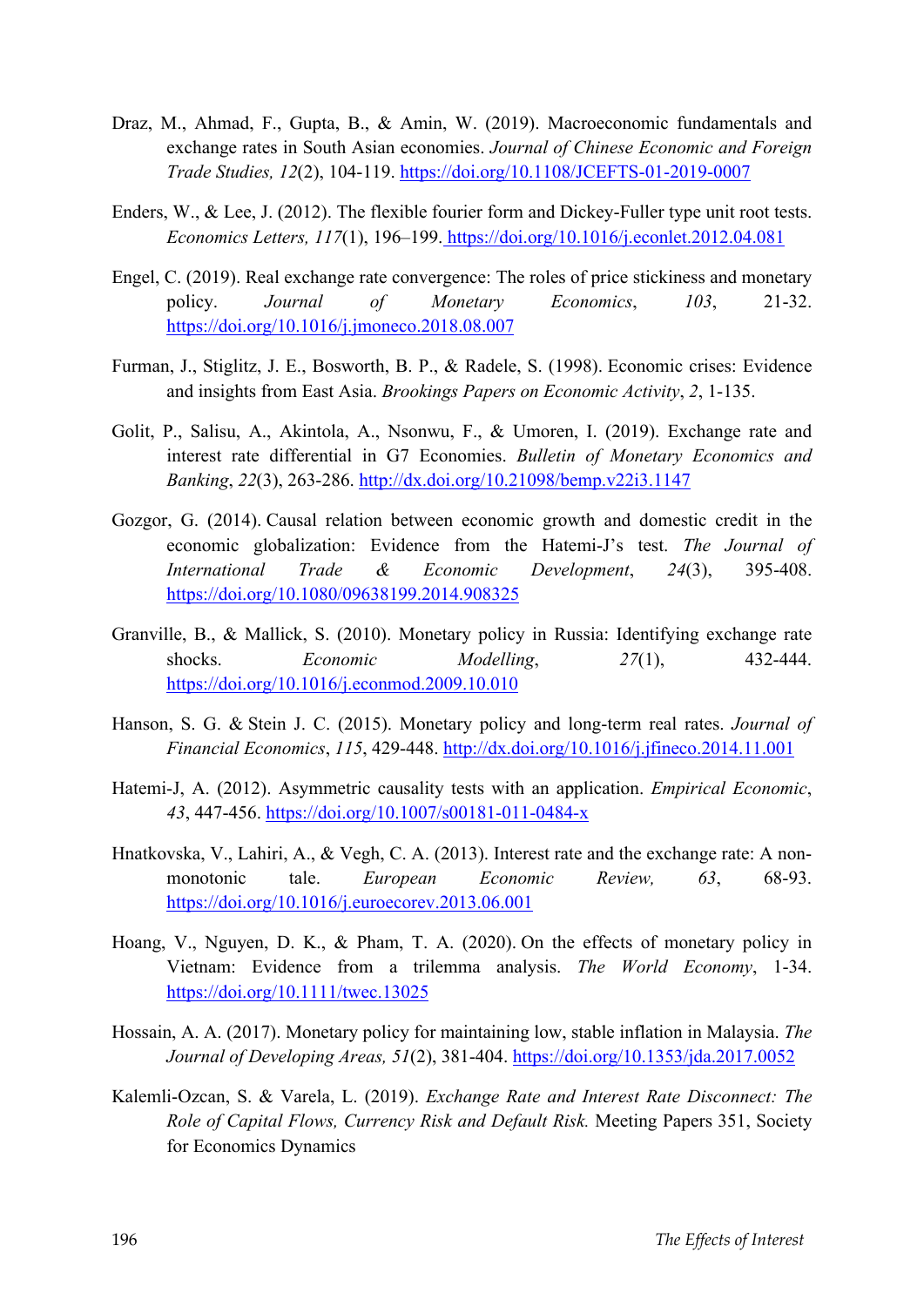Draz, M., Ahmad, F., Gupta, B., & Amin, W. (2019). Macroeconomic fundamentals and exchange rates in South Asian economies. *Journal of Chinese Economic and Foreign Trade Studies, 12*(2), 104-119. https://doi.org/10.1108/JCEFTS-01-2019-0007

Enders, W., & Lee, J. (2012). The flexible fourier form and Dickey-Fuller type unit root tests. *Economics Letters, 117*(1), 196–199. https://doi.org/10.1016/j.econlet.2012.04.081

Engel, C. (2019). Real exchange rate convergence: The roles of price stickiness and monetary policy. *Journal of Monetary Economics*, *103*, 21-32. https://doi.org/10.1016/j.jmoneco.2018.08.007

Furman, J., Stiglitz, J. E., Bosworth, B. P., & Radele, S. (1998). Economic crises: Evidence and insights from East Asia. *Brookings Papers on Economic Activity*, *2*, 1-135.

Golit, P., Salisu, A., Akintola, A., Nsonwu, F., & Umoren, I. (2019). Exchange rate and interest rate differential in G7 Economies. *Bulletin of Monetary Economics and Banking*, *22*(3), 263-286. http://dx.doi.org/10.21098/bemp.v22i3.1147

Gozgor, G. (2014). Causal relation between economic growth and domestic credit in the economic globalization: Evidence from the Hatemi-J's test. *The Journal of International Trade & Economic Development*, *24*(3), 395-408. https://doi.org/10.1080/09638199.2014.908325

Granville, B., & Mallick, S. (2010). Monetary policy in Russia: Identifying exchange rate shocks. *Economic Modelling*, *27*(1), 432-444. https://doi.org/10.1016/j.econmod.2009.10.010

Hanson, S. G. & Stein J. C. (2015). Monetary policy and long-term real rates. *Journal of Financial Economics*, *115*, 429-448. http://dx.doi.org/10.1016/j.jfineco.2014.11.001

Hatemi-J, A. (2012). Asymmetric causality tests with an application. *Empirical Economic*, *43*, 447-456. https://doi.org/10.1007/s00181-011-0484-x

Hnatkovska, V., Lahiri, A., & Vegh, C. A. (2013). Interest rate and the exchange rate: A non-monotonic tale. *European Economic Review, 63*, 68-93. https://doi.org/10.1016/j.euroecorev.2013.06.001

Hoang, V., Nguyen, D. K., & Pham, T. A. (2020). On the effects of monetary policy in Vietnam: Evidence from a trilemma analysis. *The World Economy*, 1-34. https://doi.org/10.1111/twec.13025

Hossain, A. A. (2017). Monetary policy for maintaining low, stable inflation in Malaysia. *The Journal of Developing Areas, 51*(2), 381-404. https://doi.org/10.1353/jda.2017.0052

Kalemli-Ozcan, S. & Varela, L. (2019). *Exchange Rate and Interest Rate Disconnect: The Role of Capital Flows, Currency Risk and Default Risk.* Meeting Papers 351, Society for Economics Dynamics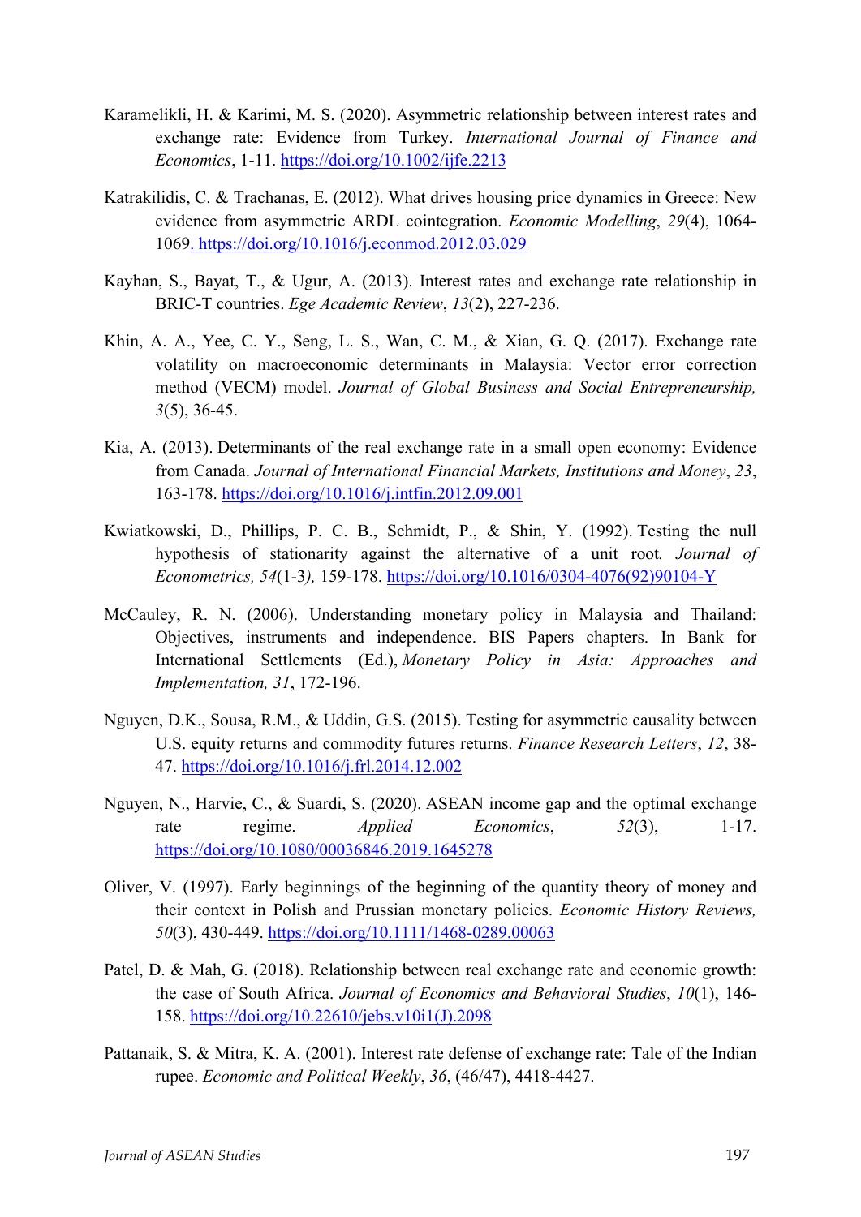Karamelikli, H. & Karimi, M. S. (2020). Asymmetric relationship between interest rates and exchange rate: Evidence from Turkey. *International Journal of Finance and Economics*, 1-11. https://doi.org/10.1002/ijfe.2213

Katrakilidis, C. & Trachanas, E. (2012). What drives housing price dynamics in Greece: New evidence from asymmetric ARDL cointegration. *Economic Modelling*, *29*(4), 1064-1069. https://doi.org/10.1016/j.econmod.2012.03.029

Kayhan, S., Bayat, T., & Ugur, A. (2013). Interest rates and exchange rate relationship in BRIC-T countries. *Ege Academic Review*, *13*(2), 227-236.

Khin, A. A., Yee, C. Y., Seng, L. S., Wan, C. M., & Xian, G. Q. (2017). Exchange rate volatility on macroeconomic determinants in Malaysia: Vector error correction method (VECM) model. *Journal of Global Business and Social Entrepreneurship, 3*(5), 36-45.

Kia, A. (2013). Determinants of the real exchange rate in a small open economy: Evidence from Canada. *Journal of International Financial Markets, Institutions and Money*, *23*, 163-178. https://doi.org/10.1016/j.intfin.2012.09.001

Kwiatkowski, D., Phillips, P. C. B., Schmidt, P., & Shin, Y. (1992). Testing the null hypothesis of stationarity against the alternative of a unit root*. Journal of Econometrics, 54*(1-3*),* 159-178. https://doi.org/10.1016/0304-4076(92)90104-Y

McCauley, R. N. (2006). Understanding monetary policy in Malaysia and Thailand: Objectives, instruments and independence. BIS Papers chapters. In Bank for International Settlements (Ed.), *Monetary Policy in Asia: Approaches and Implementation, 31*, 172-196.

Nguyen, D.K., Sousa, R.M., & Uddin, G.S. (2015). Testing for asymmetric causality between U.S. equity returns and commodity futures returns. *Finance Research Letters*, *12*, 38-47. https://doi.org/10.1016/j.frl.2014.12.002

Nguyen, N., Harvie, C., & Suardi, S. (2020). ASEAN income gap and the optimal exchange rate regime. *Applied Economics*, *52*(3), 1-17. https://doi.org/10.1080/00036846.2019.1645278

Oliver, V. (1997). Early beginnings of the beginning of the quantity theory of money and their context in Polish and Prussian monetary policies. *Economic History Reviews, 50*(3), 430-449. https://doi.org/10.1111/1468-0289.00063

Patel, D. & Mah, G. (2018). Relationship between real exchange rate and economic growth: the case of South Africa. *Journal of Economics and Behavioral Studies*, *10*(1), 146-158. https://doi.org/10.22610/jebs.v10i1(J).2098

Pattanaik, S. & Mitra, K. A. (2001). Interest rate defense of exchange rate: Tale of the Indian rupee. *Economic and Political Weekly*, *36*, (46/47), 4418-4427.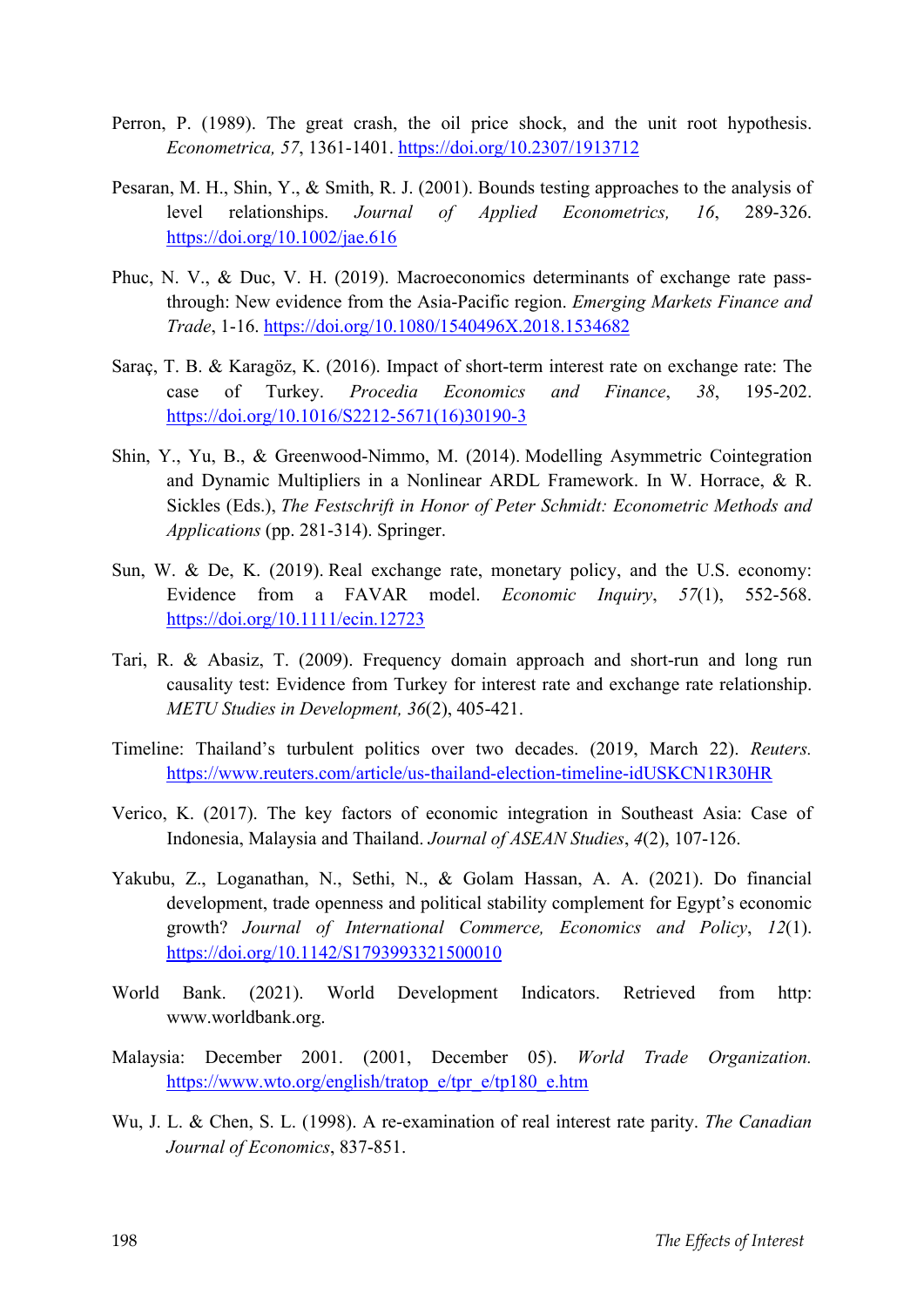Perron, P. (1989). The great crash, the oil price shock, and the unit root hypothesis. *Econometrica, 57*, 1361-1401. https://doi.org/10.2307/1913712

Pesaran, M. H., Shin, Y., & Smith, R. J. (2001). Bounds testing approaches to the analysis of level relationships. *Journal of Applied Econometrics, 16*, 289-326. https://doi.org/10.1002/jae.616

Phuc, N. V., & Duc, V. H. (2019). Macroeconomics determinants of exchange rate pass-through: New evidence from the Asia-Pacific region. *Emerging Markets Finance and Trade*, 1-16. https://doi.org/10.1080/1540496X.2018.1534682

Saraç, T. B. & Karagöz, K. (2016). Impact of short-term interest rate on exchange rate: The case of Turkey. *Procedia Economics and Finance*, *38*, 195-202. https://doi.org/10.1016/S2212-5671(16)30190-3

Shin, Y., Yu, B., & Greenwood-Nimmo, M. (2014). Modelling Asymmetric Cointegration and Dynamic Multipliers in a Nonlinear ARDL Framework. In W. Horrace, & R. Sickles (Eds.), *The Festschrift in Honor of Peter Schmidt: Econometric Methods and Applications* (pp. 281-314). Springer.

Sun, W. & De, K. (2019). Real exchange rate, monetary policy, and the U.S. economy: Evidence from a FAVAR model. *Economic Inquiry*, *57*(1), 552-568. https://doi.org/10.1111/ecin.12723

Tari, R. & Abasiz, T. (2009). Frequency domain approach and short-run and long run causality test: Evidence from Turkey for interest rate and exchange rate relationship. *METU Studies in Development, 36*(2), 405-421.

Timeline: Thailand's turbulent politics over two decades. (2019, March 22). *Reuters.* https://www.reuters.com/article/us-thailand-election-timeline-idUSKCN1R30HR

Verico, K. (2017). The key factors of economic integration in Southeast Asia: Case of Indonesia, Malaysia and Thailand. *Journal of ASEAN Studies*, *4*(2), 107-126.

Yakubu, Z., Loganathan, N., Sethi, N., & Golam Hassan, A. A. (2021). Do financial development, trade openness and political stability complement for Egypt's economic growth? *Journal of International Commerce, Economics and Policy*, *12*(1). https://doi.org/10.1142/S1793993321500010

World Bank. (2021). World Development Indicators. Retrieved from http: www.worldbank.org.

Malaysia: December 2001. (2001, December 05). *World Trade Organization.* https://www.wto.org/english/tratop_e/tpr_e/tp180_e.htm

Wu, J. L. & Chen, S. L. (1998). A re-examination of real interest rate parity. *The Canadian Journal of Economics*, 837-851.